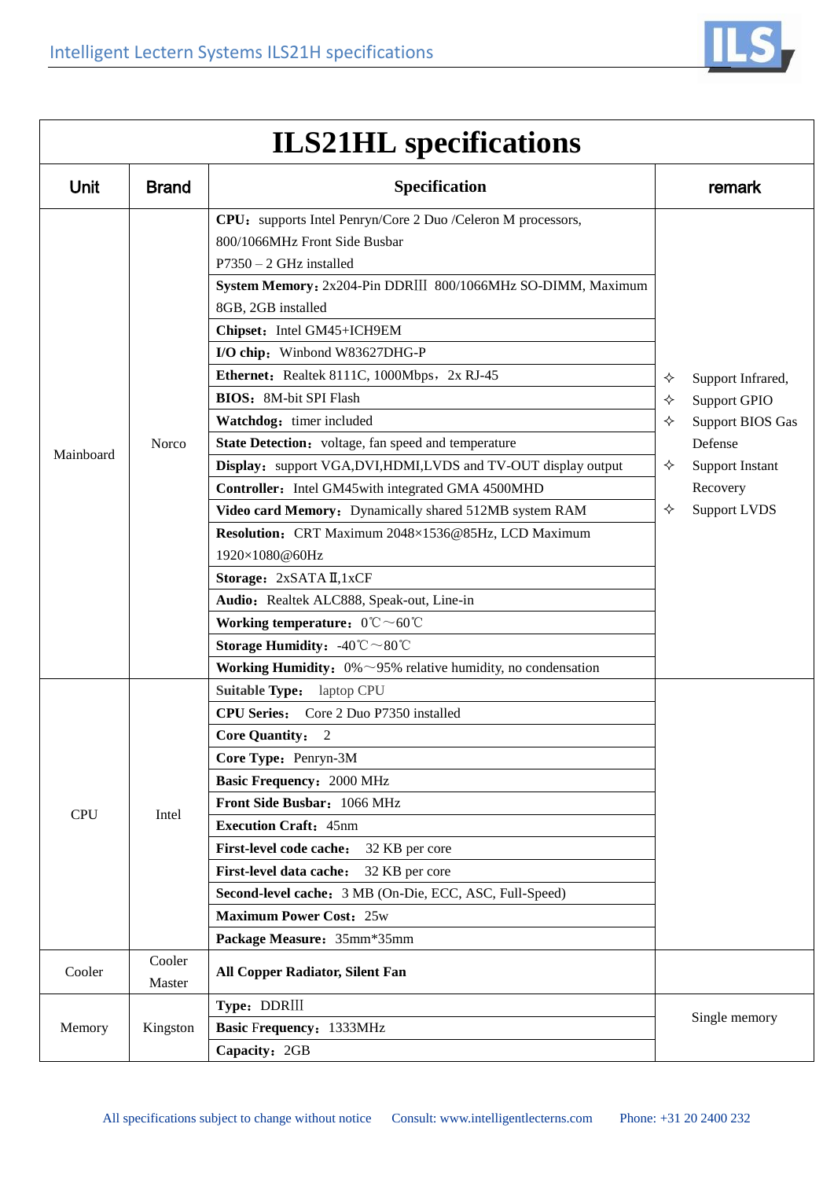# ILS21HL specifications

| Unit | Brand | Specification | remark |
|---|---|---|---|
| Mainboard | Norco | **CPU：** supports Intel Penryn/Core 2 Duo /Celeron M processors, 800/1066MHz Front Side Busbar P7350 – 2 GHz installed | ✧ Support Infrared, ✧ Support GPIO ✧ Support BIOS Gas Defense ✧ Support Instant Recovery ✧ Support LVDS |
| | | **System Memory：** 2x204-Pin DDRⅢ 800/1066MHz SO-DIMM, Maximum 8GB, 2GB installed | |
| | | **Chipset：** Intel GM45+ICH9EM | |
| | | **I/O chip：** Winbond W83627DHG-P | |
| | | **Ethernet：** Realtek 8111C, 1000Mbps，2x RJ-45 | |
| | | **BIOS：** 8M-bit SPI Flash | |
| | | **Watchdog：** timer included | |
| | | **State Detection：** voltage, fan speed and temperature | |
| | | **Display：** support VGA,DVI,HDMI,LVDS and TV-OUT display output | |
| | | **Controller：** Intel GM45with integrated GMA 4500MHD | |
| | | **Video card Memory：** Dynamically shared 512MB system RAM | |
| | | **Resolution：** CRT Maximum 2048×1536@85Hz, LCD Maximum 1920×1080@60Hz | |
| | | **Storage：** 2xSATAⅡ,1xCF | |
| | | **Audio：** Realtek ALC888, Speak-out, Line-in | |
| | | **Working temperature：** 0℃～60℃ | |
| | | **Storage Humidity：** -40℃～80℃ | |
| | | **Working Humidity：** 0%～95% relative humidity, no condensation | |
| CPU | Intel | **Suitable Type：** laptop CPU | |
| | | **CPU Series：** Core 2 Duo P7350 installed | |
| | | **Core Quantity：** 2 | |
| | | **Core Type：** Penryn-3M | |
| | | **Basic Frequency：** 2000 MHz | |
| | | **Front Side Busbar：** 1066 MHz | |
| | | **Execution Craft：** 45nm | |
| | | **First-level code cache：** 32 KB per core | |
| | | **First-level data cache：** 32 KB per core | |
| | | **Second-level cache：** 3 MB (On-Die, ECC, ASC, Full-Speed) | |
| | | **Maximum Power Cost：** 25w | |
| | | **Package Measure：** 35mm*35mm | |
| Cooler | Cooler Master | **All Copper Radiator, Silent Fan** | |
| Memory | Kingston | **Type：** DDRⅢ | Single memory |
| | | **Basic Frequency：** 1333MHz | |
| | | **Capacity：** 2GB | |

All specifications subject to change without notice  Consult: www.intelligentlecterns.com  Phone: +31 20 2400 232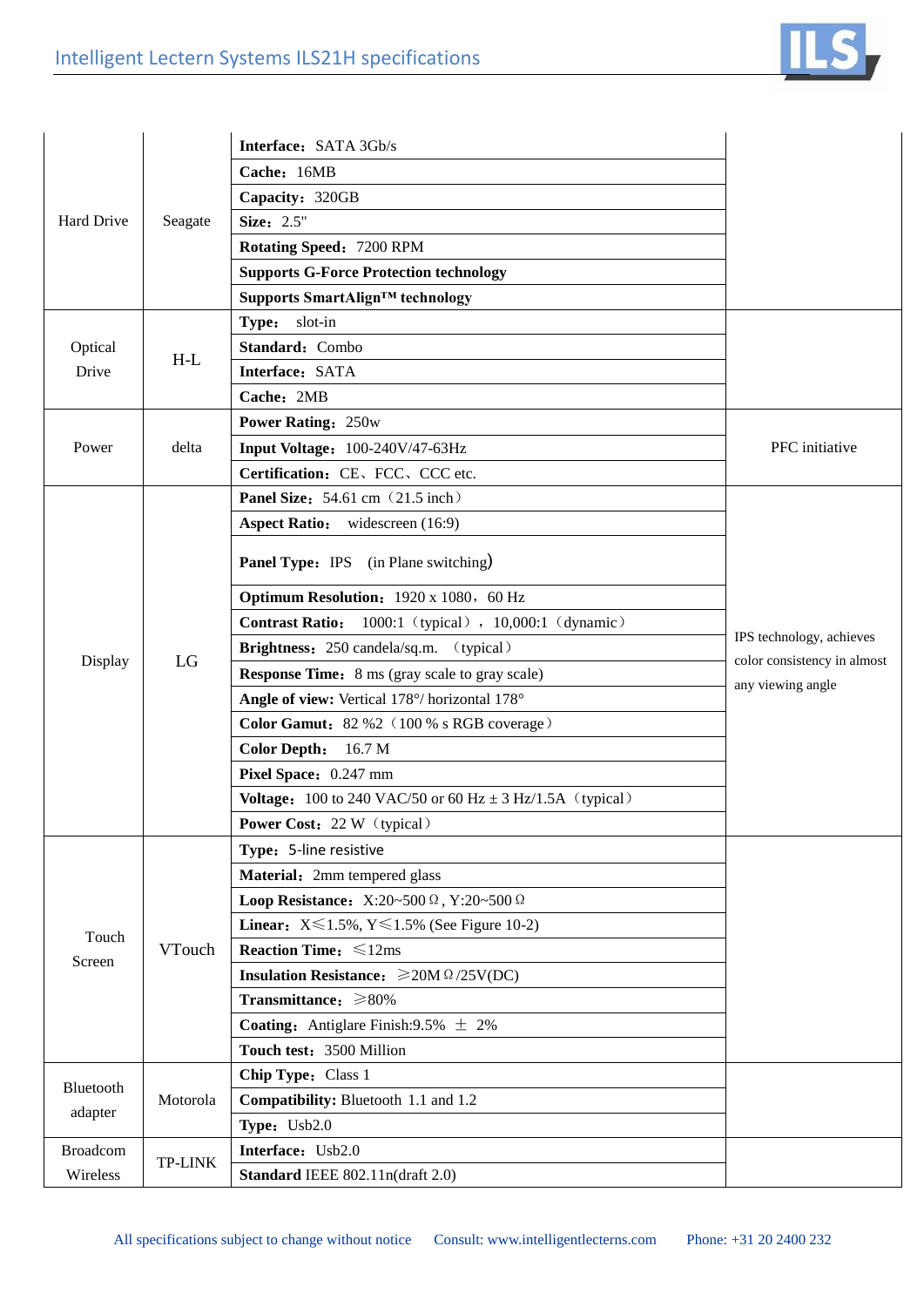| Component | Brand | Specifications | Notes |
|---|---|---|---|
| Hard Drive | Seagate | **Interface：** SATA 3Gb/s | |
| | | **Cache：** 16MB | |
| | | **Capacity：** 320GB | |
| | | **Size：** 2.5" | |
| | | **Rotating Speed：** 7200 RPM | |
| | | **Supports G-Force Protection technology** | |
| | | **Supports SmartAlign™ technology** | |
| Optical Drive | H-L | **Type：** slot-in | |
| | | **Standard：** Combo | |
| | | **Interface：** SATA | |
| | | **Cache：** 2MB | |
| Power | delta | **Power Rating：** 250w | PFC initiative |
| | | **Input Voltage：** 100-240V/47-63Hz | |
| | | **Certification：** CE、FCC、CCC etc. | |
| Display | LG | **Panel Size：** 54.61 cm（21.5 inch） | IPS technology, achieves color consistency in almost any viewing angle |
| | | **Aspect Ratio：** widescreen (16:9) | |
| | | **Panel Type：** IPS (in Plane switching) | |
| | | **Optimum Resolution：** 1920 x 1080，60 Hz | |
| | | **Contrast Ratio：** 1000:1（typical），10,000:1（dynamic） | |
| | | **Brightness：** 250 candela/sq.m. （typical） | |
| | | **Response Time：** 8 ms (gray scale to gray scale) | |
| | | **Angle of view:** Vertical 178°/ horizontal 178° | |
| | | **Color Gamut：** 82 %2（100 % s RGB coverage） | |
| | | **Color Depth：** 16.7 M | |
| | | **Pixel Space：** 0.247 mm | |
| | | **Voltage：** 100 to 240 VAC/50 or 60 Hz ± 3 Hz/1.5A（typical） | |
| | | **Power Cost：** 22 W（typical） | |
| Touch Screen | VTouch | **Type：** 5-line resistive | |
| | | **Material：** 2mm tempered glass | |
| | | **Loop Resistance：** X:20~500Ω, Y:20~500Ω | |
| | | **Linear：** X≤1.5%, Y≤1.5% (See Figure 10-2) | |
| | | **Reaction Time：** ≤12ms | |
| | | **Insulation Resistance：** ≥20MΩ/25V(DC) | |
| | | **Transmittance：** ≥80% | |
| | | **Coating：** Antiglare Finish:9.5% ± 2% | |
| | | **Touch test：** 3500 Million | |
| Bluetooth adapter | Motorola | **Chip Type：** Class 1 | |
| | | **Compatibility:** Bluetooth 1.1 and 1.2 | |
| | | **Type：** Usb2.0 | |
| Broadcom Wireless | TP-LINK | **Interface：** Usb2.0 | |
| | | **Standard** IEEE 802.11n(draft 2.0) | |

All specifications subject to change without notice Consult: www.intelligentlecterns.com Phone: +31 20 2400 232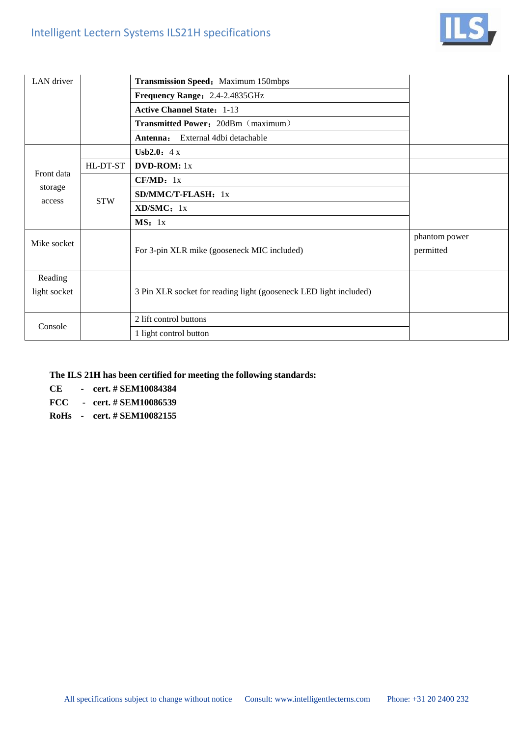| | | | |
|---|---|---|---|
| LAN driver | | **Transmission Speed**：Maximum 150mbps | |
| | | **Frequency Range**：2.4-2.4835GHz | |
| | | **Active Channel State**：1-13 | |
| | | **Transmitted Power**：20dBm（maximum） | |
| | | **Antenna**： External 4dbi detachable | |
| Front data storage access | | **Usb2.0**：4 x | |
| | HL-DT-ST | **DVD-ROM:** 1x | |
| | STW | **CF/MD**：1x | |
| | | **SD/MMC/T-FLASH**：1x | |
| | | **XD/SMC**：1x | |
| | | **MS**：1x | |
| Mike socket | | For 3-pin XLR mike (gooseneck MIC included) | phantom power permitted |
| Reading light socket | | 3 Pin XLR socket for reading light (gooseneck LED light included) | |
| Console | | 2 lift control buttons | |
| | | 1 light control button | |

**The ILS 21H has been certified for meeting the following standards:**

**CE - cert. # SEM10084384**

**FCC - cert. # SEM10086539**

**RoHs - cert. # SEM10082155**